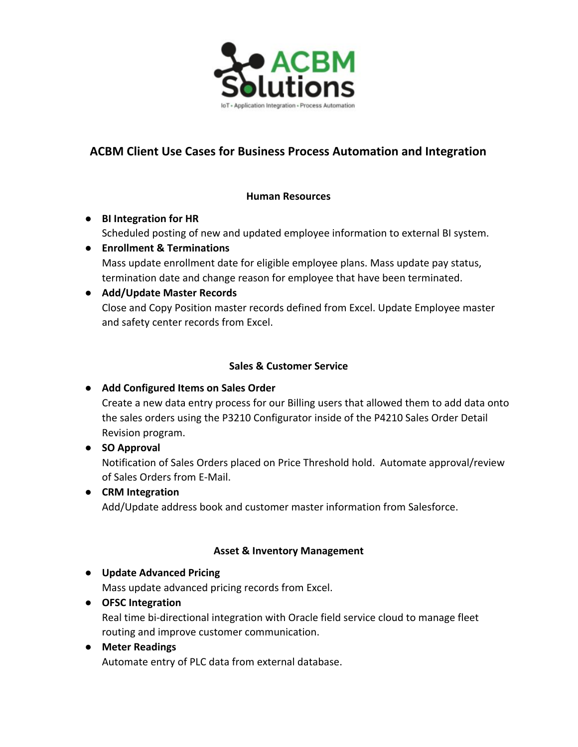# ACBM Client Use Cases for Business Process Automation and Integration

## Human Resources

- **BI Integration for HR**
  Scheduled posting of new and updated employee information to external BI system.
- **Enrollment & Terminations**
  Mass update enrollment date for eligible employee plans. Mass update pay status, termination date and change reason for employee that have been terminated.
- **Add/Update Master Records**
  Close and Copy Position master records defined from Excel. Update Employee master and safety center records from Excel.

## Sales & Customer Service

- **Add Configured Items on Sales Order**
  Create a new data entry process for our Billing users that allowed them to add data onto the sales orders using the P3210 Configurator inside of the P4210 Sales Order Detail Revision program.
- **SO Approval**
  Notification of Sales Orders placed on Price Threshold hold. Automate approval/review of Sales Orders from E-Mail.
- **CRM Integration**
  Add/Update address book and customer master information from Salesforce.

## Asset & Inventory Management

- **Update Advanced Pricing**
  Mass update advanced pricing records from Excel.
- **OFSC Integration**
  Real time bi-directional integration with Oracle field service cloud to manage fleet routing and improve customer communication.
- **Meter Readings**
  Automate entry of PLC data from external database.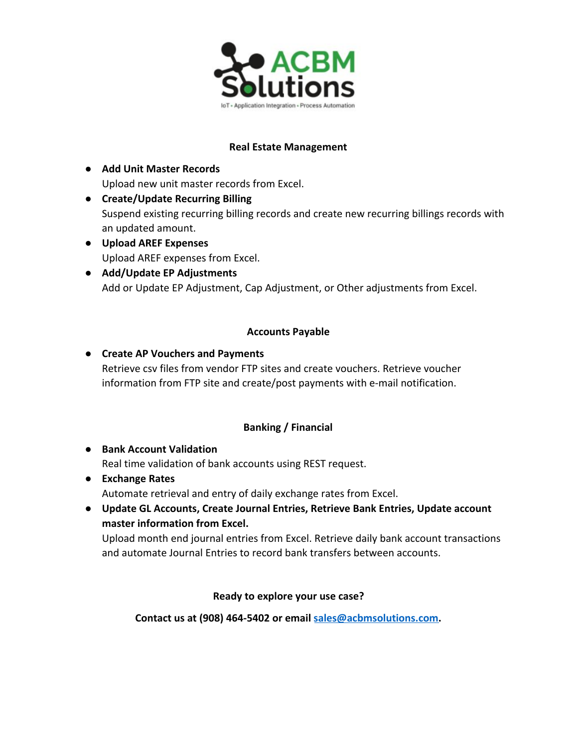ACBM Solutions

IoT • Application Integration • Process Automation

## Real Estate Management

- **Add Unit Master Records**
  Upload new unit master records from Excel.
- **Create/Update Recurring Billing**
  Suspend existing recurring billing records and create new recurring billings records with an updated amount.
- **Upload AREF Expenses**
  Upload AREF expenses from Excel.
- **Add/Update EP Adjustments**
  Add or Update EP Adjustment, Cap Adjustment, or Other adjustments from Excel.

## Accounts Payable

- **Create AP Vouchers and Payments**
  Retrieve csv files from vendor FTP sites and create vouchers. Retrieve voucher information from FTP site and create/post payments with e-mail notification.

## Banking / Financial

- **Bank Account Validation**
  Real time validation of bank accounts using REST request.
- **Exchange Rates**
  Automate retrieval and entry of daily exchange rates from Excel.
- **Update GL Accounts, Create Journal Entries, Retrieve Bank Entries, Update account master information from Excel.**
  Upload month end journal entries from Excel. Retrieve daily bank account transactions and automate Journal Entries to record bank transfers between accounts.

**Ready to explore your use case?**

**Contact us at (908) 464-5402 or email [sales@acbmsolutions.com](mailto:sales@acbmsolutions.com).**